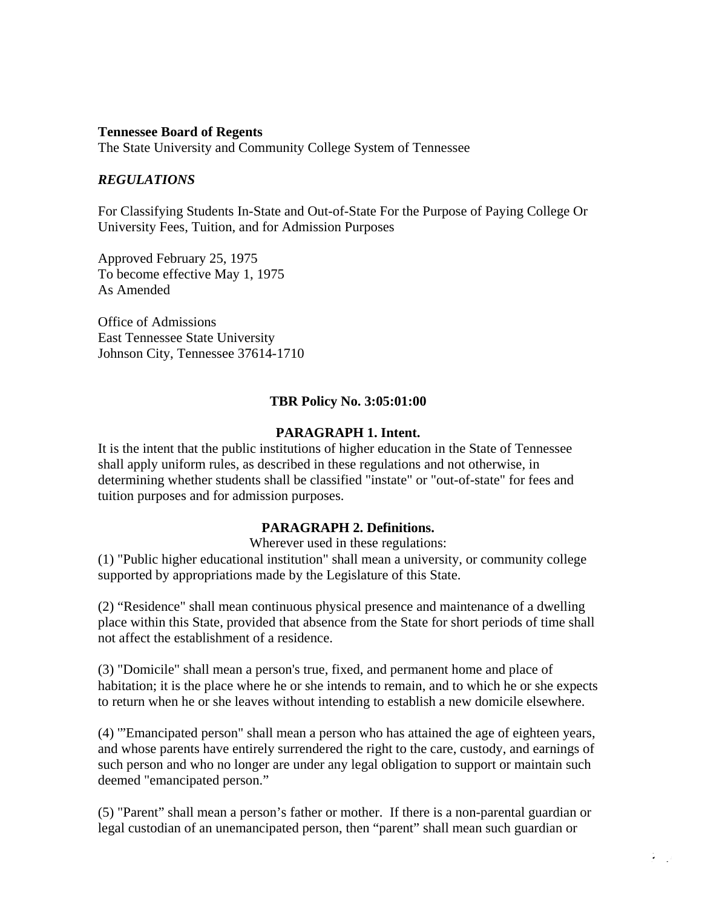**Tennessee Board of Regents**
The State University and Community College System of Tennessee

***REGULATIONS***

For Classifying Students In-State and Out-of-State For the Purpose of Paying College Or University Fees, Tuition, and for Admission Purposes

Approved February 25, 1975
To become effective May 1, 1975
As Amended

Office of Admissions
East Tennessee State University
Johnson City, Tennessee 37614-1710

## TBR Policy No. 3:05:01:00

### PARAGRAPH 1. Intent.

It is the intent that the public institutions of higher education in the State of Tennessee shall apply uniform rules, as described in these regulations and not otherwise, in determining whether students shall be classified "instate" or "out-of-state" for fees and tuition purposes and for admission purposes.

### PARAGRAPH 2. Definitions.

Wherever used in these regulations:

(1) "Public higher educational institution" shall mean a university, or community college supported by appropriations made by the Legislature of this State.

(2) "Residence" shall mean continuous physical presence and maintenance of a dwelling place within this State, provided that absence from the State for short periods of time shall not affect the establishment of a residence.

(3) "Domicile" shall mean a person's true, fixed, and permanent home and place of habitation; it is the place where he or she intends to remain, and to which he or she expects to return when he or she leaves without intending to establish a new domicile elsewhere.

(4) '"Emancipated person" shall mean a person who has attained the age of eighteen years, and whose parents have entirely surrendered the right to the care, custody, and earnings of such person and who no longer are under any legal obligation to support or maintain such deemed "emancipated person."

(5) "Parent" shall mean a person's father or mother. If there is a non-parental guardian or legal custodian of an unemancipated person, then "parent" shall mean such guardian or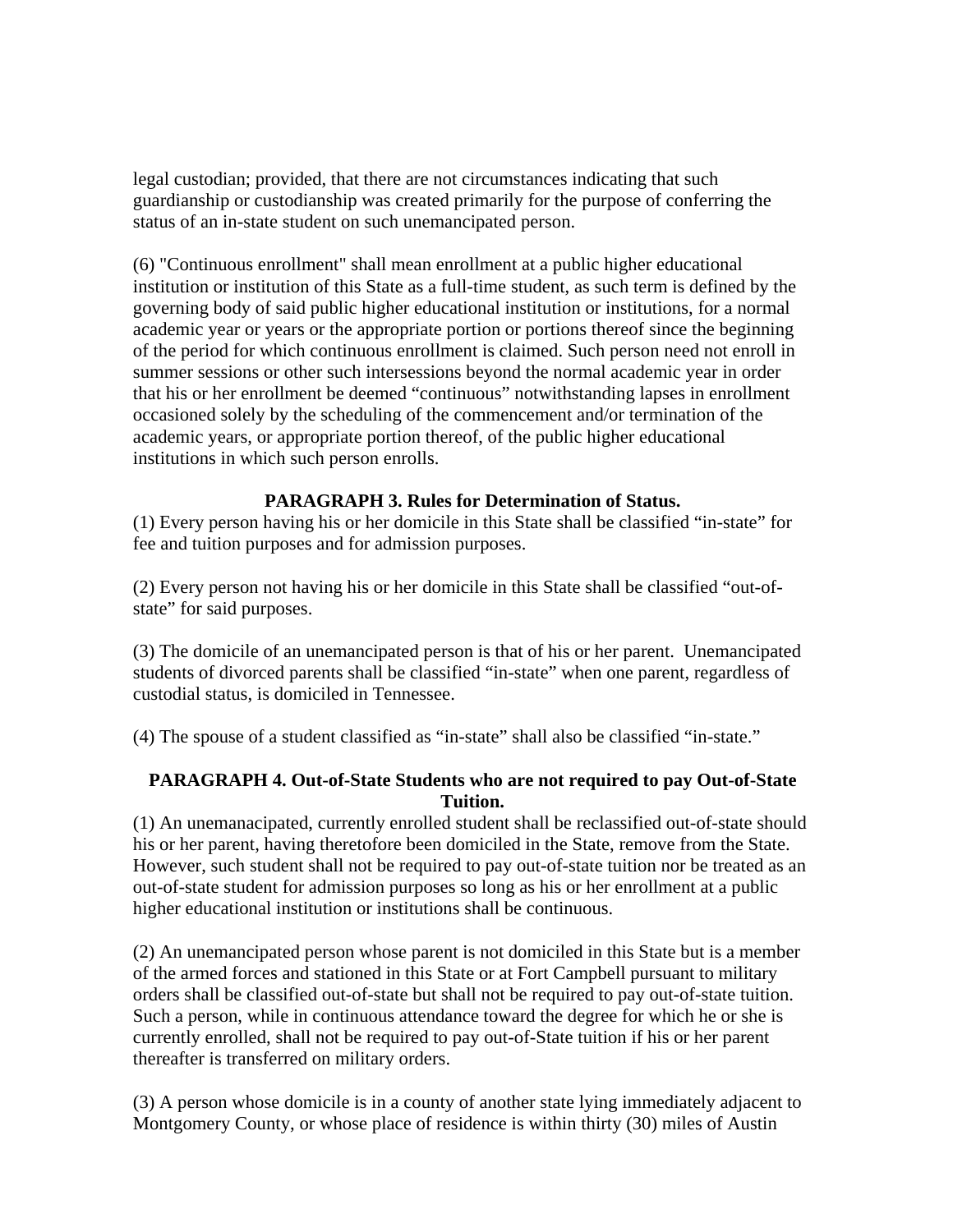legal custodian; provided, that there are not circumstances indicating that such guardianship or custodianship was created primarily for the purpose of conferring the status of an in-state student on such unemancipated person.

(6) "Continuous enrollment" shall mean enrollment at a public higher educational institution or institution of this State as a full-time student, as such term is defined by the governing body of said public higher educational institution or institutions, for a normal academic year or years or the appropriate portion or portions thereof since the beginning of the period for which continuous enrollment is claimed. Such person need not enroll in summer sessions or other such intersessions beyond the normal academic year in order that his or her enrollment be deemed "continuous" notwithstanding lapses in enrollment occasioned solely by the scheduling of the commencement and/or termination of the academic years, or appropriate portion thereof, of the public higher educational institutions in which such person enrolls.

**PARAGRAPH 3. Rules for Determination of Status.**

(1) Every person having his or her domicile in this State shall be classified "in-state" for fee and tuition purposes and for admission purposes.

(2) Every person not having his or her domicile in this State shall be classified "out-of-state" for said purposes.

(3) The domicile of an unemancipated person is that of his or her parent. Unemancipated students of divorced parents shall be classified "in-state" when one parent, regardless of custodial status, is domiciled in Tennessee.

(4) The spouse of a student classified as "in-state" shall also be classified "in-state."

**PARAGRAPH 4. Out-of-State Students who are not required to pay Out-of-State Tuition.**

(1) An unemanacipated, currently enrolled student shall be reclassified out-of-state should his or her parent, having theretofore been domiciled in the State, remove from the State. However, such student shall not be required to pay out-of-state tuition nor be treated as an out-of-state student for admission purposes so long as his or her enrollment at a public higher educational institution or institutions shall be continuous.

(2) An unemancipated person whose parent is not domiciled in this State but is a member of the armed forces and stationed in this State or at Fort Campbell pursuant to military orders shall be classified out-of-state but shall not be required to pay out-of-state tuition. Such a person, while in continuous attendance toward the degree for which he or she is currently enrolled, shall not be required to pay out-of-State tuition if his or her parent thereafter is transferred on military orders.

(3) A person whose domicile is in a county of another state lying immediately adjacent to Montgomery County, or whose place of residence is within thirty (30) miles of Austin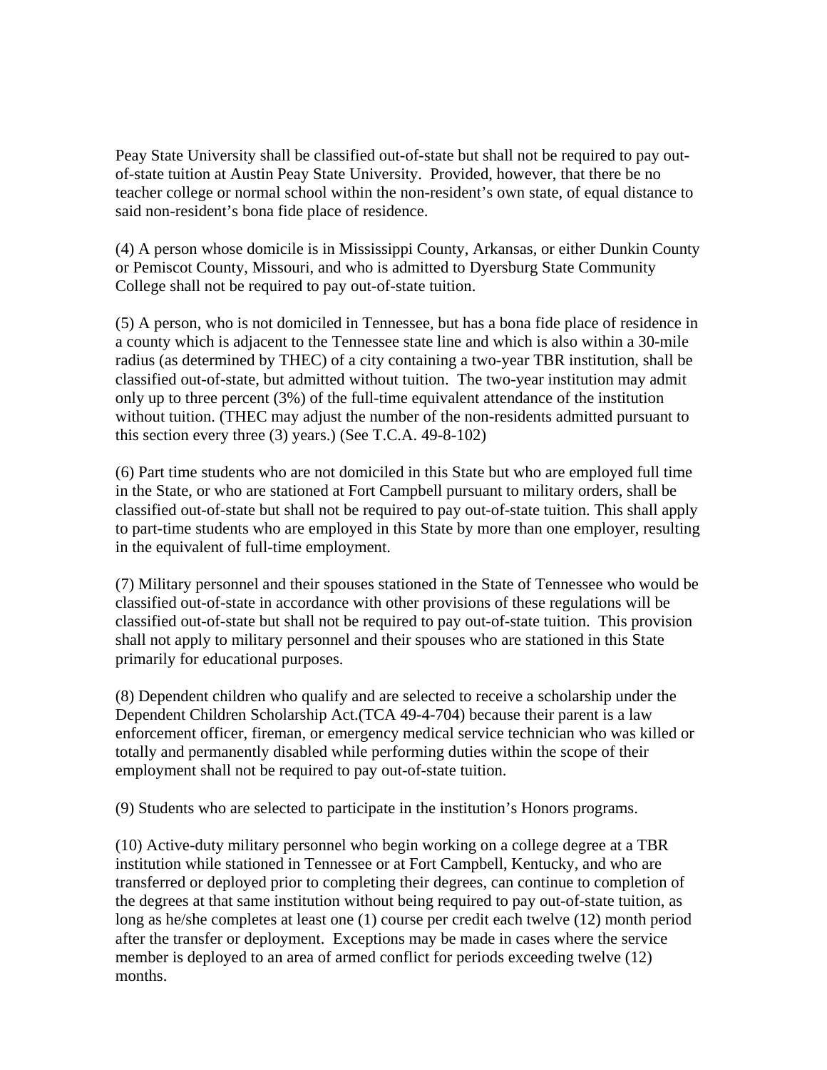Peay State University shall be classified out-of-state but shall not be required to pay out-of-state tuition at Austin Peay State University. Provided, however, that there be no teacher college or normal school within the non-resident's own state, of equal distance to said non-resident's bona fide place of residence.

(4) A person whose domicile is in Mississippi County, Arkansas, or either Dunkin County or Pemiscot County, Missouri, and who is admitted to Dyersburg State Community College shall not be required to pay out-of-state tuition.

(5) A person, who is not domiciled in Tennessee, but has a bona fide place of residence in a county which is adjacent to the Tennessee state line and which is also within a 30-mile radius (as determined by THEC) of a city containing a two-year TBR institution, shall be classified out-of-state, but admitted without tuition. The two-year institution may admit only up to three percent (3%) of the full-time equivalent attendance of the institution without tuition. (THEC may adjust the number of the non-residents admitted pursuant to this section every three (3) years.) (See T.C.A. 49-8-102)

(6) Part time students who are not domiciled in this State but who are employed full time in the State, or who are stationed at Fort Campbell pursuant to military orders, shall be classified out-of-state but shall not be required to pay out-of-state tuition. This shall apply to part-time students who are employed in this State by more than one employer, resulting in the equivalent of full-time employment.

(7) Military personnel and their spouses stationed in the State of Tennessee who would be classified out-of-state in accordance with other provisions of these regulations will be classified out-of-state but shall not be required to pay out-of-state tuition. This provision shall not apply to military personnel and their spouses who are stationed in this State primarily for educational purposes.

(8) Dependent children who qualify and are selected to receive a scholarship under the Dependent Children Scholarship Act.(TCA 49-4-704) because their parent is a law enforcement officer, fireman, or emergency medical service technician who was killed or totally and permanently disabled while performing duties within the scope of their employment shall not be required to pay out-of-state tuition.

(9) Students who are selected to participate in the institution's Honors programs.

(10) Active-duty military personnel who begin working on a college degree at a TBR institution while stationed in Tennessee or at Fort Campbell, Kentucky, and who are transferred or deployed prior to completing their degrees, can continue to completion of the degrees at that same institution without being required to pay out-of-state tuition, as long as he/she completes at least one (1) course per credit each twelve (12) month period after the transfer or deployment. Exceptions may be made in cases where the service member is deployed to an area of armed conflict for periods exceeding twelve (12) months.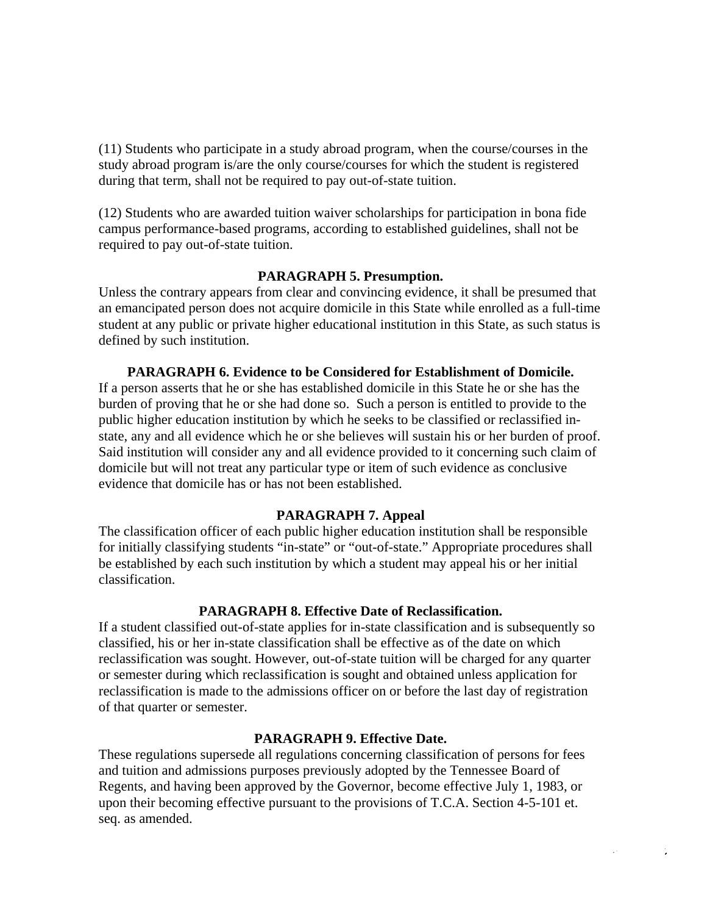(11) Students who participate in a study abroad program, when the course/courses in the study abroad program is/are the only course/courses for which the student is registered during that term, shall not be required to pay out-of-state tuition.

(12) Students who are awarded tuition waiver scholarships for participation in bona fide campus performance-based programs, according to established guidelines, shall not be required to pay out-of-state tuition.

**PARAGRAPH 5. Presumption.**

Unless the contrary appears from clear and convincing evidence, it shall be presumed that an emancipated person does not acquire domicile in this State while enrolled as a full-time student at any public or private higher educational institution in this State, as such status is defined by such institution.

**PARAGRAPH 6. Evidence to be Considered for Establishment of Domicile.**

If a person asserts that he or she has established domicile in this State he or she has the burden of proving that he or she had done so. Such a person is entitled to provide to the public higher education institution by which he seeks to be classified or reclassified in-state, any and all evidence which he or she believes will sustain his or her burden of proof. Said institution will consider any and all evidence provided to it concerning such claim of domicile but will not treat any particular type or item of such evidence as conclusive evidence that domicile has or has not been established.

**PARAGRAPH 7. Appeal**

The classification officer of each public higher education institution shall be responsible for initially classifying students "in-state" or "out-of-state." Appropriate procedures shall be established by each such institution by which a student may appeal his or her initial classification.

**PARAGRAPH 8. Effective Date of Reclassification.**

If a student classified out-of-state applies for in-state classification and is subsequently so classified, his or her in-state classification shall be effective as of the date on which reclassification was sought. However, out-of-state tuition will be charged for any quarter or semester during which reclassification is sought and obtained unless application for reclassification is made to the admissions officer on or before the last day of registration of that quarter or semester.

**PARAGRAPH 9. Effective Date.**

These regulations supersede all regulations concerning classification of persons for fees and tuition and admissions purposes previously adopted by the Tennessee Board of Regents, and having been approved by the Governor, become effective July 1, 1983, or upon their becoming effective pursuant to the provisions of T.C.A. Section 4-5-101 et. seq. as amended.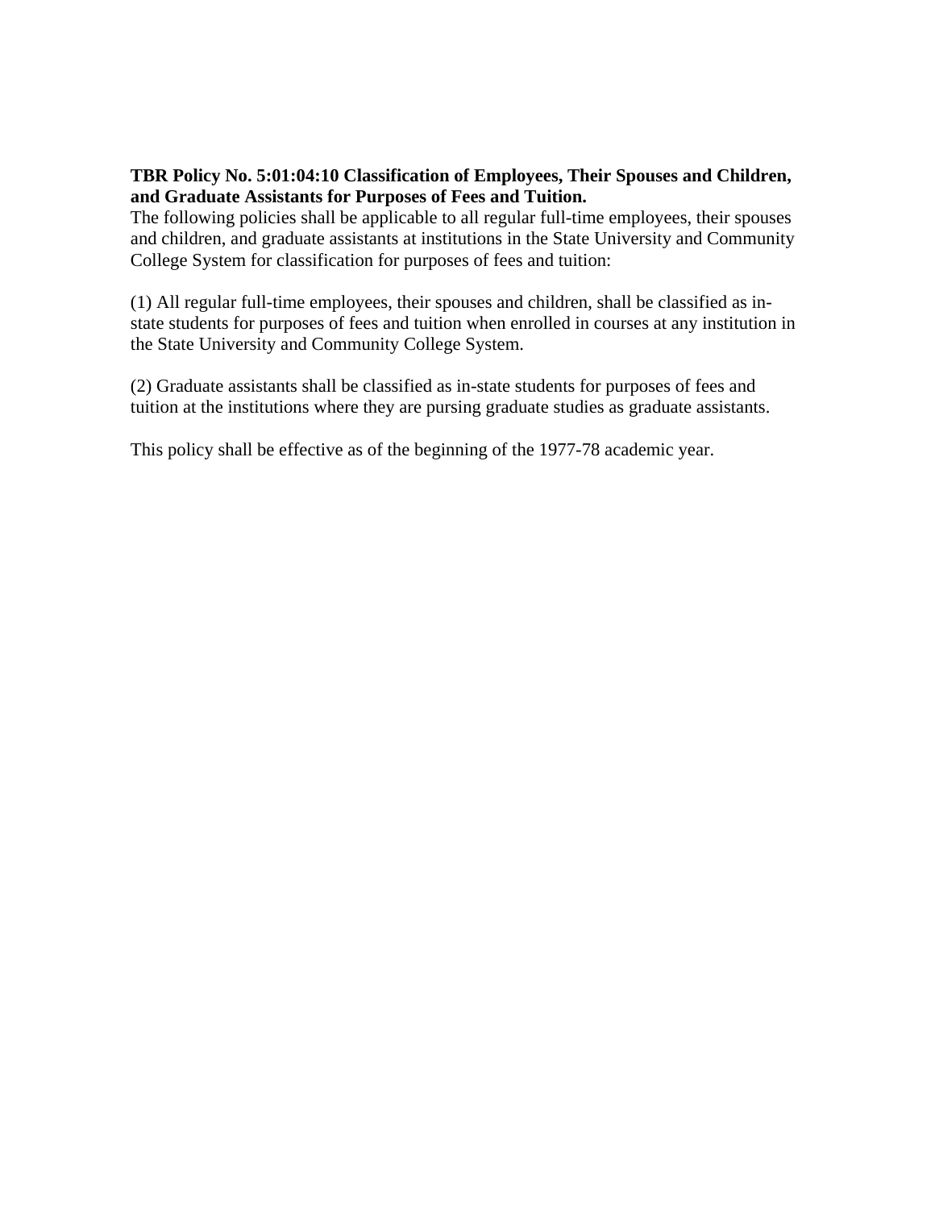**TBR Policy No. 5:01:04:10 Classification of Employees, Their Spouses and Children, and Graduate Assistants for Purposes of Fees and Tuition.**
The following policies shall be applicable to all regular full-time employees, their spouses and children, and graduate assistants at institutions in the State University and Community College System for classification for purposes of fees and tuition:

(1) All regular full-time employees, their spouses and children, shall be classified as in-state students for purposes of fees and tuition when enrolled in courses at any institution in the State University and Community College System.

(2) Graduate assistants shall be classified as in-state students for purposes of fees and tuition at the institutions where they are pursing graduate studies as graduate assistants.

This policy shall be effective as of the beginning of the 1977-78 academic year.